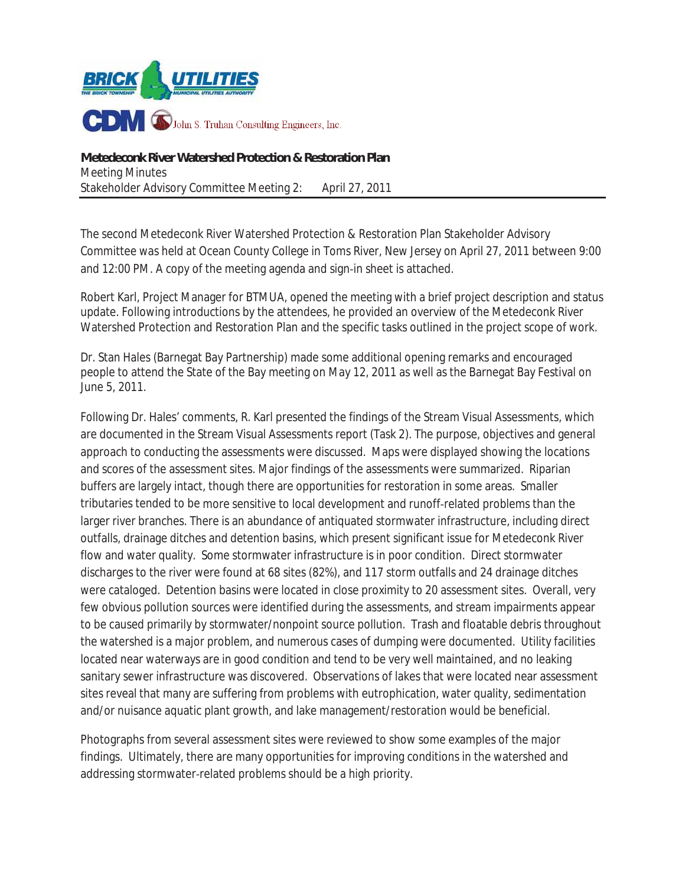BRICK UTILITIES
THE BRICK TOWNSHIP MUNICIPAL UTILITIES AUTHORITY

CDM John S. Truhan Consulting Engineers, Inc.

**Metedeconk River Watershed Protection & Restoration Plan**
Meeting Minutes
Stakeholder Advisory Committee Meeting 2: April 27, 2011

---

The second Metedeconk River Watershed Protection & Restoration Plan Stakeholder Advisory Committee was held at Ocean County College in Toms River, New Jersey on April 27, 2011 between 9:00 and 12:00 PM. A copy of the meeting agenda and sign-in sheet is attached.

Robert Karl, Project Manager for BTMUA, opened the meeting with a brief project description and status update. Following introductions by the attendees, he provided an overview of the Metedeconk River Watershed Protection and Restoration Plan and the specific tasks outlined in the project scope of work.

Dr. Stan Hales (Barnegat Bay Partnership) made some additional opening remarks and encouraged people to attend the State of the Bay meeting on May 12, 2011 as well as the Barnegat Bay Festival on June 5, 2011.

Following Dr. Hales' comments, R. Karl presented the findings of the Stream Visual Assessments, which are documented in the Stream Visual Assessments report (Task 2). The purpose, objectives and general approach to conducting the assessments were discussed. Maps were displayed showing the locations and scores of the assessment sites. Major findings of the assessments were summarized. Riparian buffers are largely intact, though there are opportunities for restoration in some areas. Smaller tributaries tended to be more sensitive to local development and runoff-related problems than the larger river branches. There is an abundance of antiquated stormwater infrastructure, including direct outfalls, drainage ditches and detention basins, which present significant issue for Metedeconk River flow and water quality. Some stormwater infrastructure is in poor condition. Direct stormwater discharges to the river were found at 68 sites (82%), and 117 storm outfalls and 24 drainage ditches were cataloged. Detention basins were located in close proximity to 20 assessment sites. Overall, very few obvious pollution sources were identified during the assessments, and stream impairments appear to be caused primarily by stormwater/nonpoint source pollution. Trash and floatable debris throughout the watershed is a major problem, and numerous cases of dumping were documented. Utility facilities located near waterways are in good condition and tend to be very well maintained, and no leaking sanitary sewer infrastructure was discovered. Observations of lakes that were located near assessment sites reveal that many are suffering from problems with eutrophication, water quality, sedimentation and/or nuisance aquatic plant growth, and lake management/restoration would be beneficial.

Photographs from several assessment sites were reviewed to show some examples of the major findings. Ultimately, there are many opportunities for improving conditions in the watershed and addressing stormwater-related problems should be a high priority.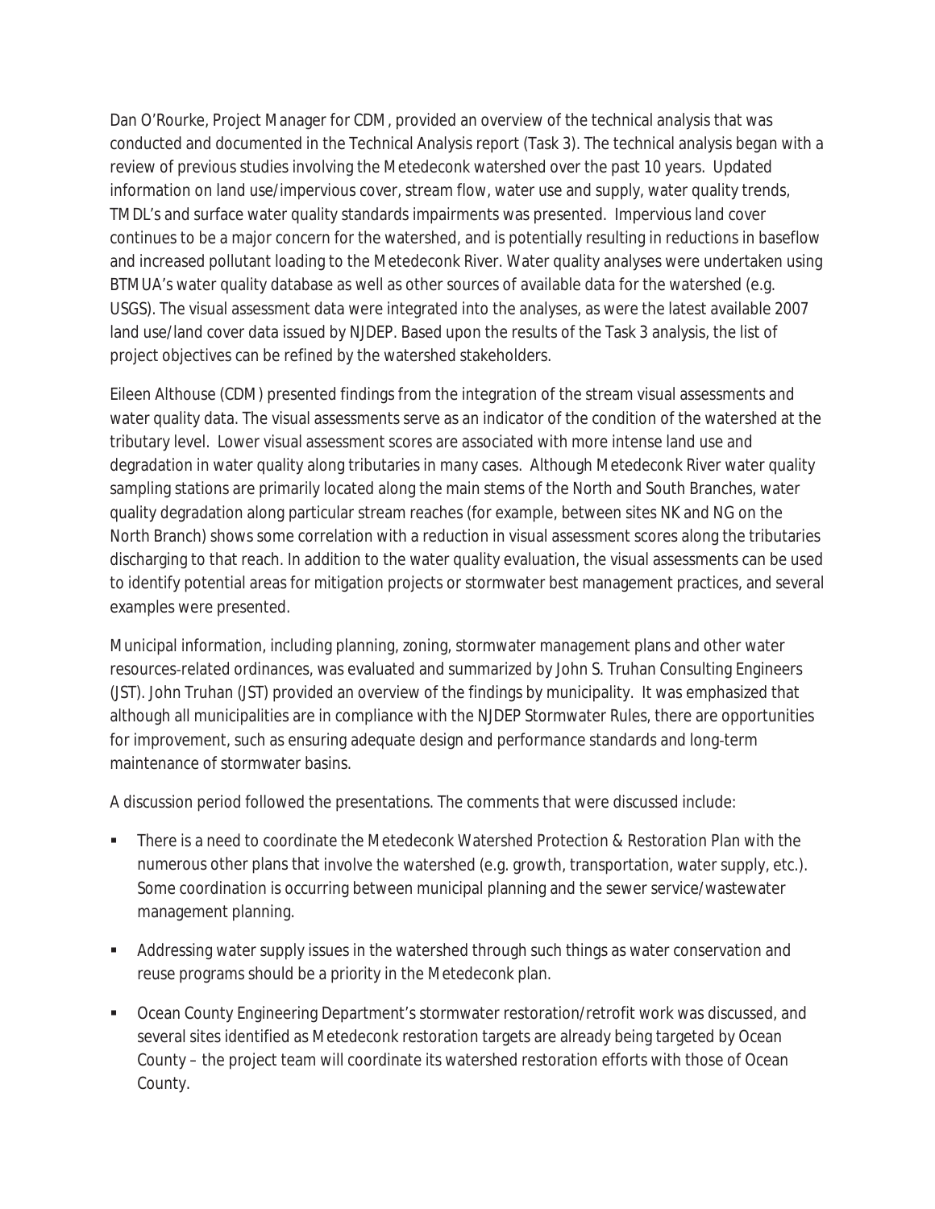Dan O'Rourke, Project Manager for CDM, provided an overview of the technical analysis that was conducted and documented in the Technical Analysis report (Task 3). The technical analysis began with a review of previous studies involving the Metedeconk watershed over the past 10 years. Updated information on land use/impervious cover, stream flow, water use and supply, water quality trends, TMDL's and surface water quality standards impairments was presented. Impervious land cover continues to be a major concern for the watershed, and is potentially resulting in reductions in baseflow and increased pollutant loading to the Metedeconk River. Water quality analyses were undertaken using BTMUA's water quality database as well as other sources of available data for the watershed (e.g. USGS). The visual assessment data were integrated into the analyses, as were the latest available 2007 land use/land cover data issued by NJDEP. Based upon the results of the Task 3 analysis, the list of project objectives can be refined by the watershed stakeholders.

Eileen Althouse (CDM) presented findings from the integration of the stream visual assessments and water quality data. The visual assessments serve as an indicator of the condition of the watershed at the tributary level. Lower visual assessment scores are associated with more intense land use and degradation in water quality along tributaries in many cases. Although Metedeconk River water quality sampling stations are primarily located along the main stems of the North and South Branches, water quality degradation along particular stream reaches (for example, between sites NK and NG on the North Branch) shows some correlation with a reduction in visual assessment scores along the tributaries discharging to that reach. In addition to the water quality evaluation, the visual assessments can be used to identify potential areas for mitigation projects or stormwater best management practices, and several examples were presented.

Municipal information, including planning, zoning, stormwater management plans and other water resources-related ordinances, was evaluated and summarized by John S. Truhan Consulting Engineers (JST). John Truhan (JST) provided an overview of the findings by municipality. It was emphasized that although all municipalities are in compliance with the NJDEP Stormwater Rules, there are opportunities for improvement, such as ensuring adequate design and performance standards and long-term maintenance of stormwater basins.

A discussion period followed the presentations. The comments that were discussed include:

- There is a need to coordinate the Metedeconk Watershed Protection & Restoration Plan with the numerous other plans that involve the watershed (e.g. growth, transportation, water supply, etc.). Some coordination is occurring between municipal planning and the sewer service/wastewater management planning.
- Addressing water supply issues in the watershed through such things as water conservation and reuse programs should be a priority in the Metedeconk plan.
- Ocean County Engineering Department's stormwater restoration/retrofit work was discussed, and several sites identified as Metedeconk restoration targets are already being targeted by Ocean County – the project team will coordinate its watershed restoration efforts with those of Ocean County.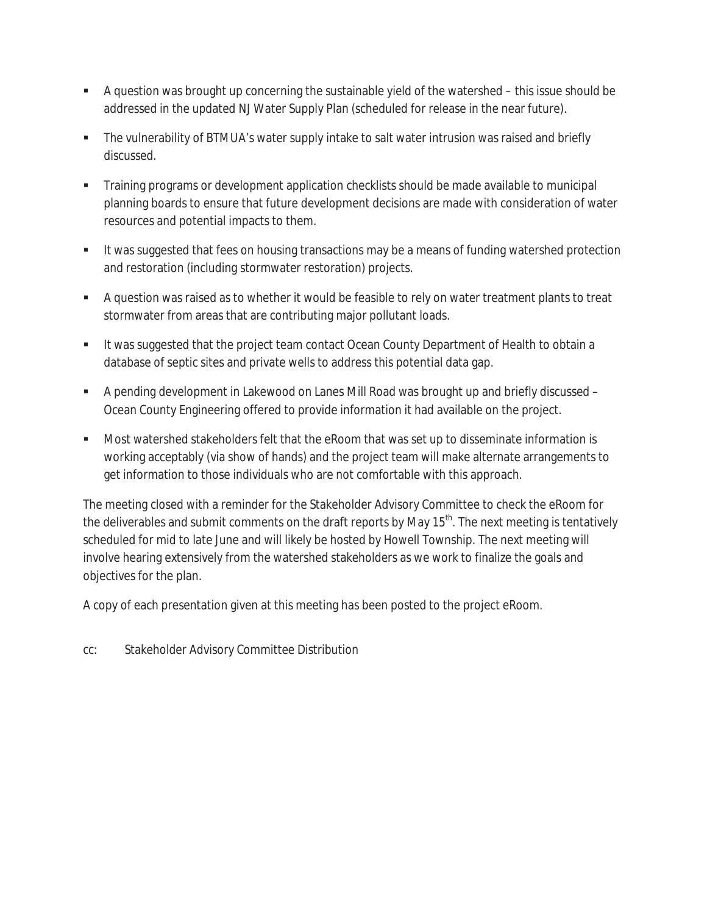- A question was brought up concerning the sustainable yield of the watershed – this issue should be addressed in the updated NJ Water Supply Plan (scheduled for release in the near future).

- The vulnerability of BTMUA's water supply intake to salt water intrusion was raised and briefly discussed.

- Training programs or development application checklists should be made available to municipal planning boards to ensure that future development decisions are made with consideration of water resources and potential impacts to them.

- It was suggested that fees on housing transactions may be a means of funding watershed protection and restoration (including stormwater restoration) projects.

- A question was raised as to whether it would be feasible to rely on water treatment plants to treat stormwater from areas that are contributing major pollutant loads.

- It was suggested that the project team contact Ocean County Department of Health to obtain a database of septic sites and private wells to address this potential data gap.

- A pending development in Lakewood on Lanes Mill Road was brought up and briefly discussed – Ocean County Engineering offered to provide information it had available on the project.

- Most watershed stakeholders felt that the eRoom that was set up to disseminate information is working acceptably (via show of hands) and the project team will make alternate arrangements to get information to those individuals who are not comfortable with this approach.

The meeting closed with a reminder for the Stakeholder Advisory Committee to check the eRoom for the deliverables and submit comments on the draft reports by May 15th. The next meeting is tentatively scheduled for mid to late June and will likely be hosted by Howell Township. The next meeting will involve hearing extensively from the watershed stakeholders as we work to finalize the goals and objectives for the plan.

A copy of each presentation given at this meeting has been posted to the project eRoom.

cc: Stakeholder Advisory Committee Distribution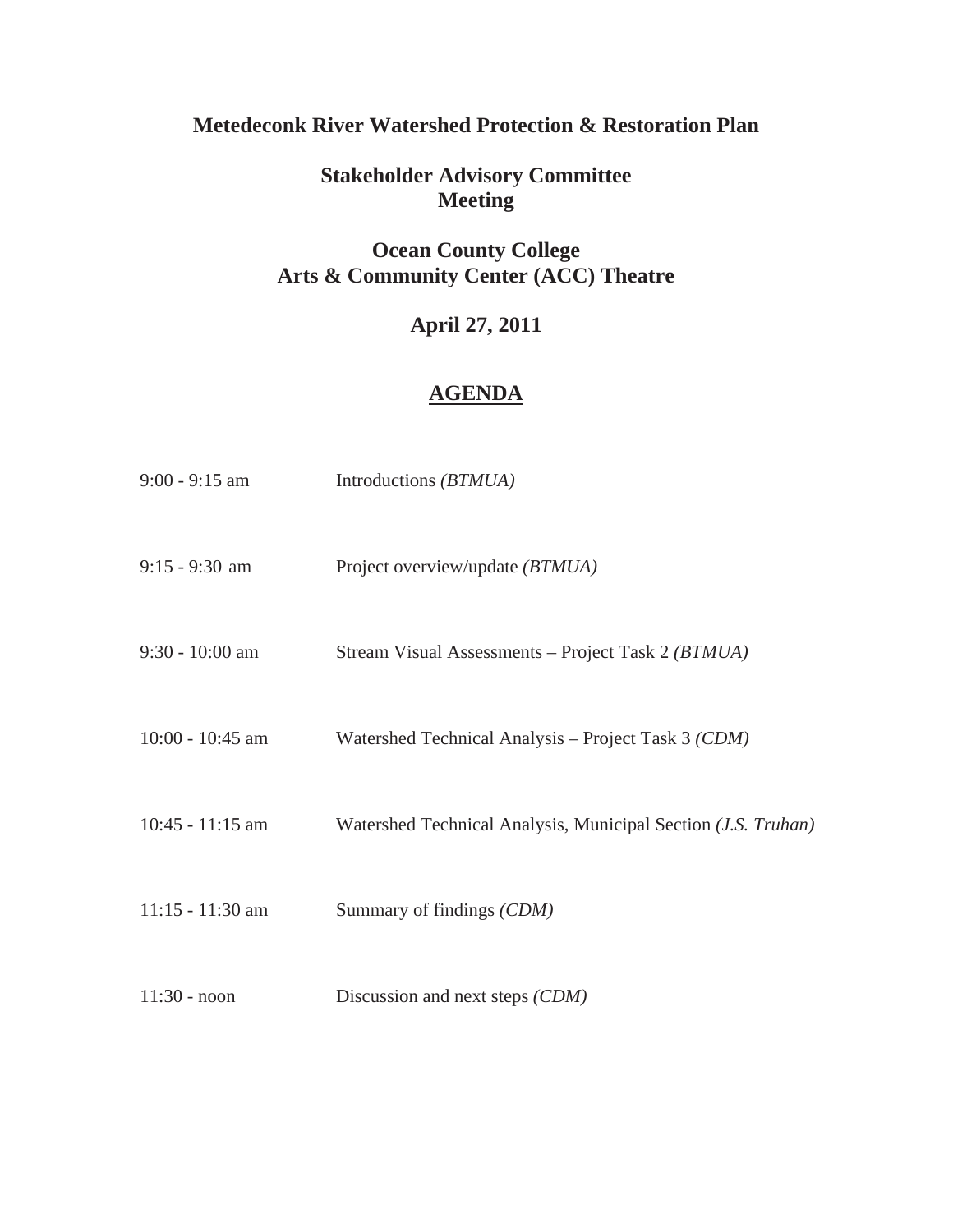**Metedeconk River Watershed Protection & Restoration Plan**

**Stakeholder Advisory Committee Meeting**

**Ocean County College**
**Arts & Community Center (ACC) Theatre**

**April 27, 2011**

**AGENDA**

| | |
|---|---|
| 9:00 - 9:15 am | Introductions *(BTMUA)* |
| 9:15 - 9:30 am | Project overview/update *(BTMUA)* |
| 9:30 - 10:00 am | Stream Visual Assessments – Project Task 2 *(BTMUA)* |
| 10:00 - 10:45 am | Watershed Technical Analysis – Project Task 3 *(CDM)* |
| 10:45 - 11:15 am | Watershed Technical Analysis, Municipal Section *(J.S. Truhan)* |
| 11:15 - 11:30 am | Summary of findings *(CDM)* |
| 11:30 - noon | Discussion and next steps *(CDM)* |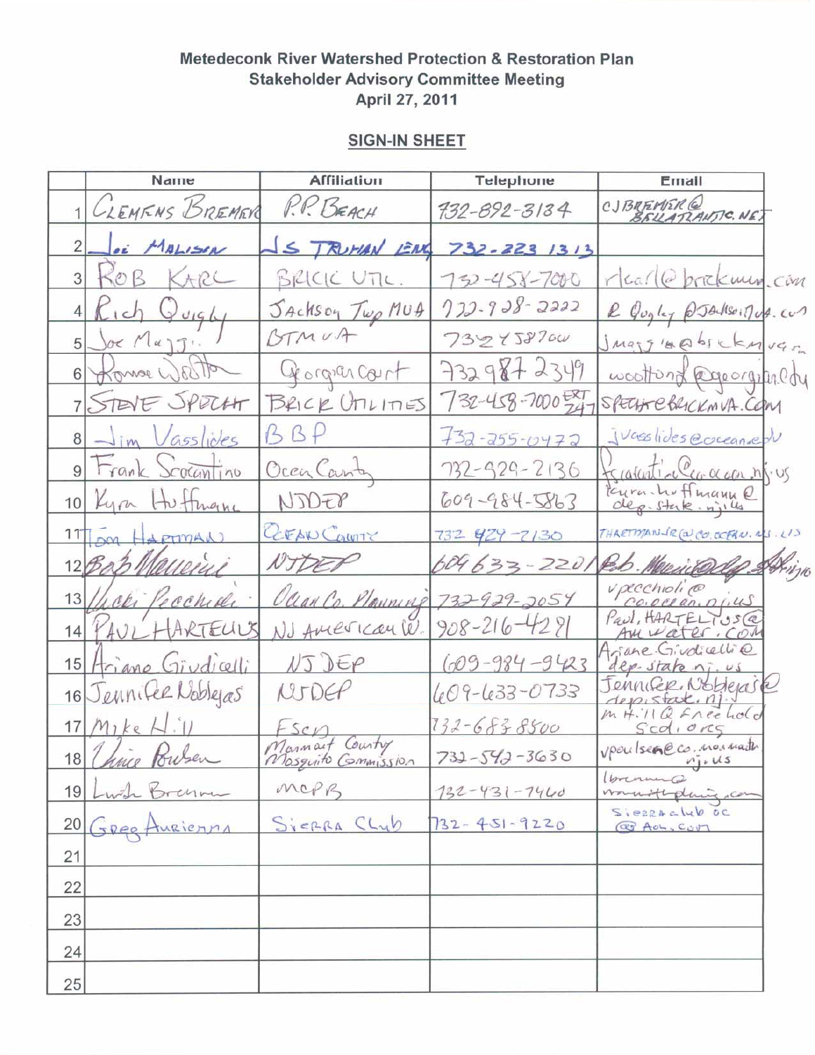**Metedeconk River Watershed Protection & Restoration Plan**
**Stakeholder Advisory Committee Meeting**
**April 27, 2011**

## SIGN-IN SHEET

| | Name | Affiliation | Telephone | Email |
|---|---|---|---|---|
| 1 | CLEMENS BREMER | P.P. BEACH | 732-892-3184 | CJBREMER@BELLATLANTIC.NET |
| 2 | Joe MALISON | JS TRUMAN ENG | 732-223 1313 | |
| 3 | ROB KARL | BRICK UTIL. | 732-458-7000 | rkarl@brickmua.com |
| 4 | Rich Quigly | Jackson Twp MUA | 732-928-2222 | R Quigley @Jacksonmua.com |
| 5 | Joe Maggi | BTMUA | 7324587000 | Jmaggi@brickmua.com |
| 6 | Ronnie Wootton | Georgian Court | 732 987 2349 | woottonr@georgian.edu |
| 7 | STEVE SPECHT | BRICK UTILITIES | 732-458-7000 EXT 247 | SPECHT@BRICKMUA.COM |
| 8 | Jim Vasslides | BBP | 732-255-0472 | jvasslides@ocean.edu |
| 9 | Frank Scarantino | Ocean County | 732-929-2136 | fscarantino@co.ocean.nj.us |
| 10 | Kyra Hoffmann | NJDEP | 609-984-5863 | kyra.hoffmann@dep.state.nj.us |
| 11 | Tom HARTMAN | OCEAN COUNTY | 732 929-2130 | THARTMANJR@CO.OCEAN.NJ.US |
| 12 | Bob Mancini | NJDEP | 609 633-2201 | Bob.Mancini@dep.state.nj.us |
| 13 | Vicki Pecchioli | Ocean Co. Planning | 732-929-2054 | vpecchioli@co.ocean.nj.us |
| 14 | PAUL HARTELIUS | NJ American W. | 908-216-4291 | Paul.HARTELIUS@AmWater.COM |
| 15 | Ariane Giudicelli | NJ DEP | 609-984-9423 | Ariane.Giudicelli@dep.state.nj.us |
| 16 | Jennifer Noblejas | NJDEP | 609-633-0733 | Jennifer.Noblejas@dep.state.nj.us |
| 17 | Mike Hill | FSCD | 732-683-8500 | mHill@freeholdscd.org |
| 18 | Vince Poulsen | Monmouth County Mosquito Commission | 732-542-3630 | vpoulsen@co.monmouth.nj.us |
| 19 | Linda Brennen | MCPB | 732-431-7460 | lbrennen@monmouthplanning.com |
| 20 | Greg Auriemma | SIERRA Club | 732-451-9220 | Sierraclub oc @AOL.COM |
| 21 | | | | |
| 22 | | | | |
| 23 | | | | |
| 24 | | | | |
| 25 | | | | |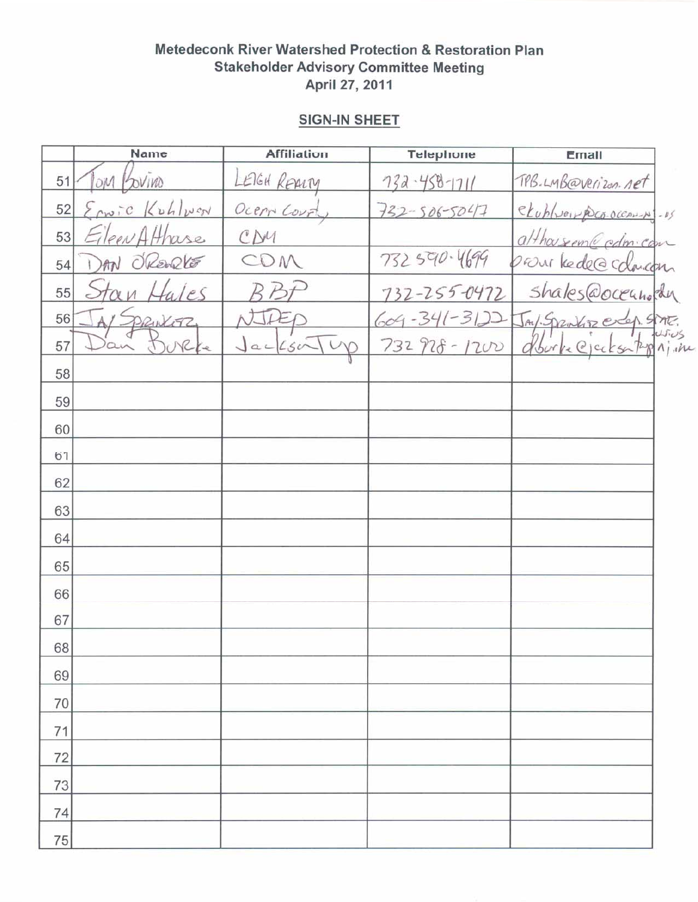**Metedeconk River Watershed Protection & Restoration Plan**
**Stakeholder Advisory Committee Meeting**
**April 27, 2011**

## SIGN-IN SHEET

| | Name | Affiliation | Telephone | Email |
|---|---|---|---|---|
| 51 | Tom Bovino | Leigh Realty | 732-458-1711 | TPB.LMB@verizon.net |
| 52 | Ernie Kuhlwein | Ocean County | 732-506-5047 | ekuhlwein@co.ocean.nj.us |
| 53 | Eileen Althause | CDM | | althausem@cdm.com |
| 54 | Dan O'Rourke | CDM | 732 590-4699 | orourkede@cdm.com |
| 55 | Stan Hales | BBP | 732-255-0472 | shales@ocean.edu |
| 56 | Jay Springer | NJDEP | 609-341-3122 | Jay.Springer@dep.state.nj.us |
| 57 | Dan Burke | Jackson Twp | 732 928-1200 | dburke@jacksontwpnj.net |
| 58 | | | | |
| 59 | | | | |
| 60 | | | | |
| 61 | | | | |
| 62 | | | | |
| 63 | | | | |
| 64 | | | | |
| 65 | | | | |
| 66 | | | | |
| 67 | | | | |
| 68 | | | | |
| 69 | | | | |
| 70 | | | | |
| 71 | | | | |
| 72 | | | | |
| 73 | | | | |
| 74 | | | | |
| 75 | | | | |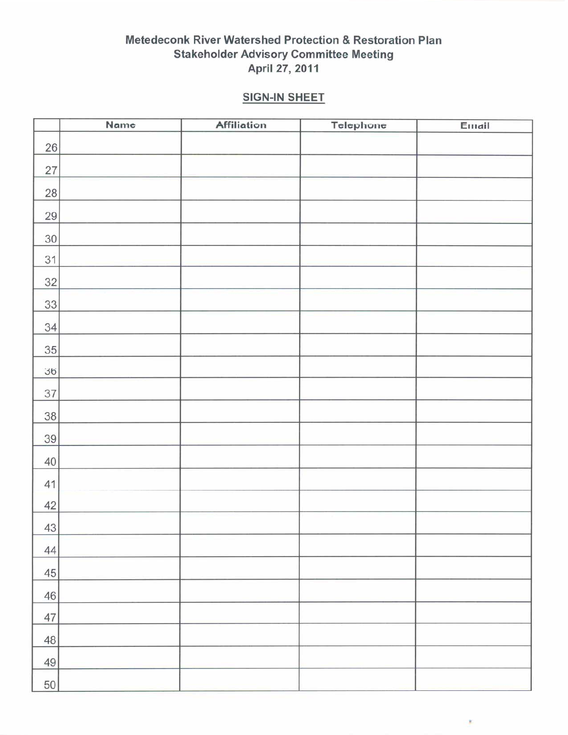**Metedeconk River Watershed Protection & Restoration Plan**
**Stakeholder Advisory Committee Meeting**
**April 27, 2011**

## SIGN-IN SHEET

| | Name | Affiliation | Telephone | Email |
|---|---|---|---|---|
| 26 | | | | |
| 27 | | | | |
| 28 | | | | |
| 29 | | | | |
| 30 | | | | |
| 31 | | | | |
| 32 | | | | |
| 33 | | | | |
| 34 | | | | |
| 35 | | | | |
| 36 | | | | |
| 37 | | | | |
| 38 | | | | |
| 39 | | | | |
| 40 | | | | |
| 41 | | | | |
| 42 | | | | |
| 43 | | | | |
| 44 | | | | |
| 45 | | | | |
| 46 | | | | |
| 47 | | | | |
| 48 | | | | |
| 49 | | | | |
| 50 | | | | |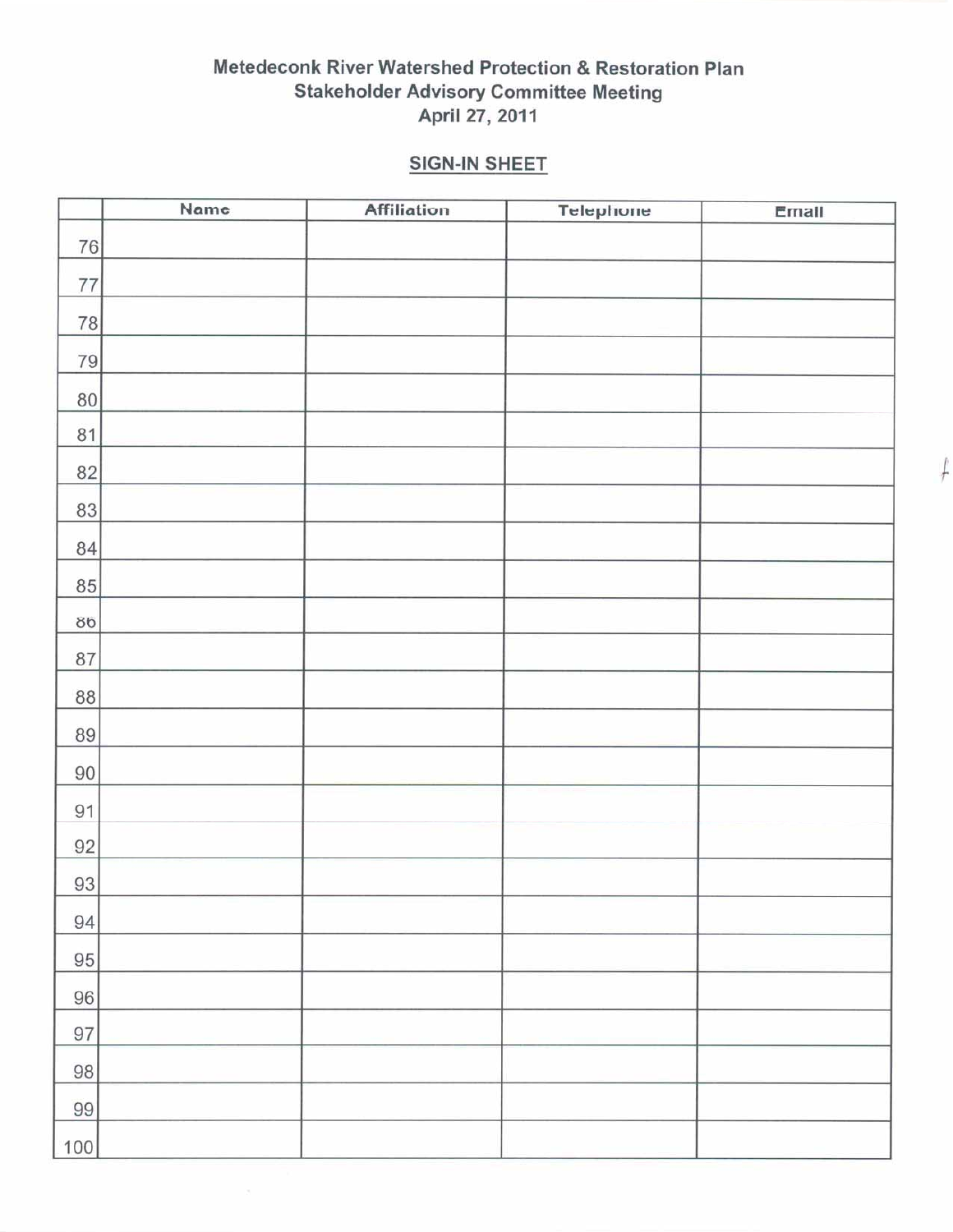**Metedeconk River Watershed Protection & Restoration Plan**
**Stakeholder Advisory Committee Meeting**
**April 27, 2011**

**SIGN-IN SHEET**

| | Name | Affiliation | Telephone | Email |
|---|---|---|---|---|
| 76 | | | | |
| 77 | | | | |
| 78 | | | | |
| 79 | | | | |
| 80 | | | | |
| 81 | | | | |
| 82 | | | | |
| 83 | | | | |
| 84 | | | | |
| 85 | | | | |
| 86 | | | | |
| 87 | | | | |
| 88 | | | | |
| 89 | | | | |
| 90 | | | | |
| 91 | | | | |
| 92 | | | | |
| 93 | | | | |
| 94 | | | | |
| 95 | | | | |
| 96 | | | | |
| 97 | | | | |
| 98 | | | | |
| 99 | | | | |
| 100 | | | | |